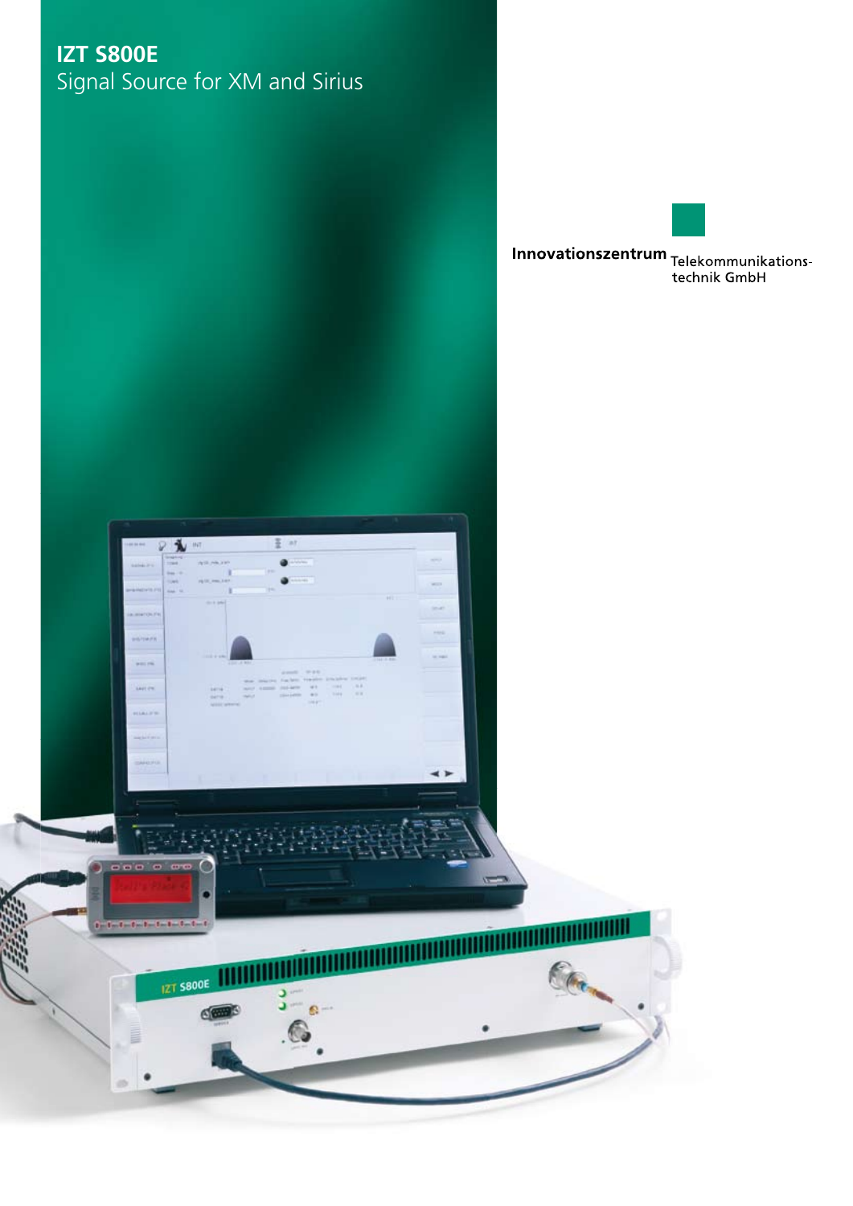# IZT S800E

## Signal Source for XM and Sirius

**Innovationszentrum** Telekommunikations-technik GmbH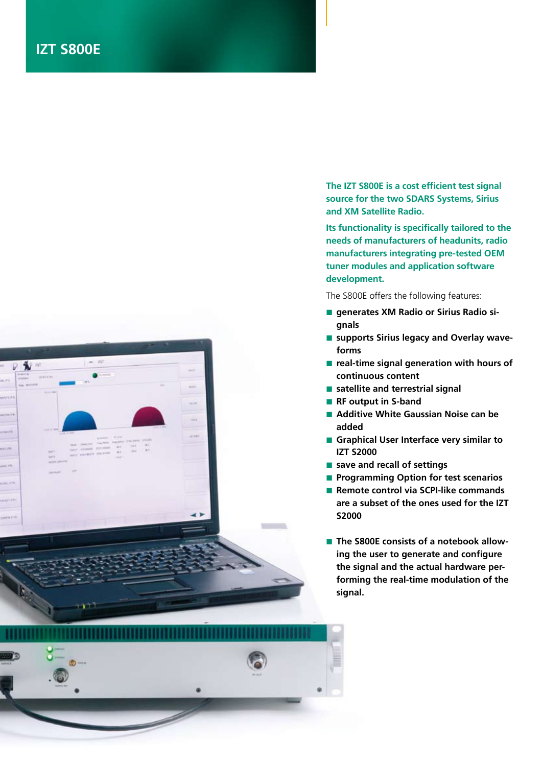# IZT S800E

**The IZT S800E is a cost efficient test signal source for the two SDARS Systems, Sirius and XM Satellite Radio.**

**Its functionality is specifically tailored to the needs of manufacturers of headunits, radio manufacturers integrating pre-tested OEM tuner modules and application software development.**

The S800E offers the following features:

- **generates XM Radio or Sirius Radio signals**
- **supports Sirius legacy and Overlay waveforms**
- **real-time signal generation with hours of continuous content**
- **satellite and terrestrial signal**
- **RF output in S-band**
- **Additive White Gaussian Noise can be added**
- **Graphical User Interface very similar to IZT S2000**
- **save and recall of settings**
- **Programming Option for test scenarios**
- **Remote control via SCPI-like commands are a subset of the ones used for the IZT S2000**

- **The S800E consists of a notebook allowing the user to generate and configure the signal and the actual hardware performing the real-time modulation of the signal.**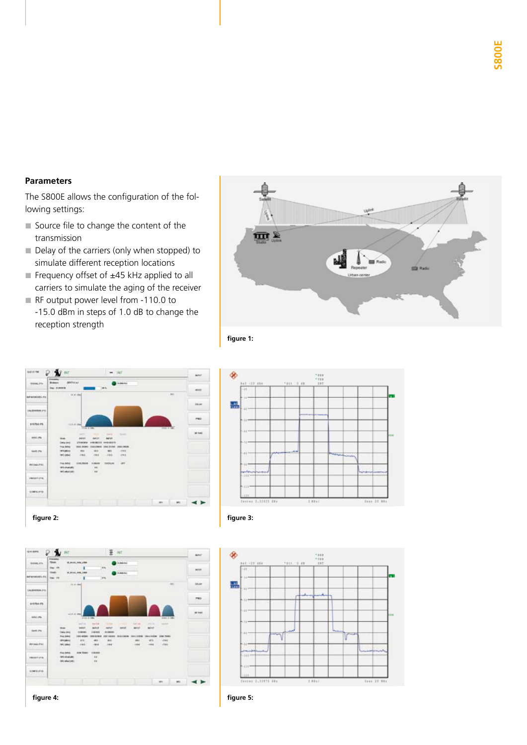## Parameters

The S800E allows the configuration of the following settings:

- Source file to change the content of the transmission
- Delay of the carriers (only when stopped) to simulate different reception locations
- Frequency offset of ±45 kHz applied to all carriers to simulate the aging of the receiver
- RF output power level from -110.0 to -15.0 dBm in steps of 1.0 dB to change the reception strength

Satellite
Uplink
Satellite
Uplink
Studio
Uplink
Repeater
Radio
Urban center
Radio

figure 1:

figure 2:

figure 3:

figure 4:

figure 5: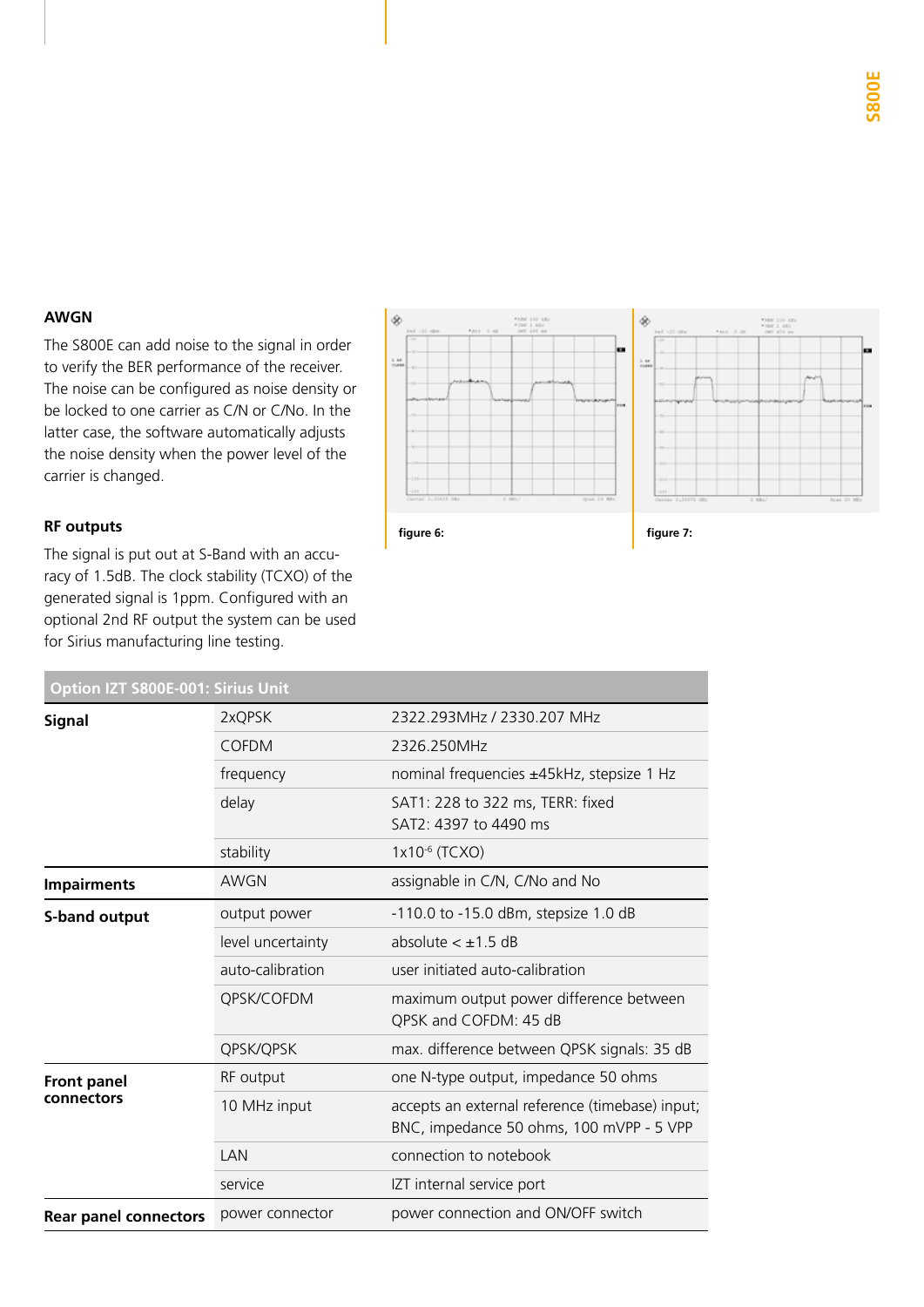## AWGN

The S800E can add noise to the signal in order to verify the BER performance of the receiver. The noise can be configured as noise density or be locked to one carrier as C/N or C/No. In the latter case, the software automatically adjusts the noise density when the power level of the carrier is changed.

## RF outputs

The signal is put out at S-Band with an accuracy of 1.5dB. The clock stability (TCXO) of the generated signal is 1ppm. Configured with an optional 2nd RF output the system can be used for Sirius manufacturing line testing.

figure 6:

figure 7:

| Option IZT S800E-001: Sirius Unit | | |
|---|---|---|
| **Signal** | 2xQPSK | 2322.293MHz / 2330.207 MHz |
| | COFDM | 2326.250MHz |
| | frequency | nominal frequencies ±45kHz, stepsize 1 Hz |
| | delay | SAT1: 228 to 322 ms, TERR: fixed<br>SAT2: 4397 to 4490 ms |
| | stability | $1x10^{-6}$ (TCXO) |
| **Impairments** | AWGN | assignable in C/N, C/No and No |
| **S-band output** | output power | -110.0 to -15.0 dBm, stepsize 1.0 dB |
| | level uncertainty | absolute < ±1.5 dB |
| | auto-calibration | user initiated auto-calibration |
| | QPSK/COFDM | maximum output power difference between QPSK and COFDM: 45 dB |
| | QPSK/QPSK | max. difference between QPSK signals: 35 dB |
| **Front panel connectors** | RF output | one N-type output, impedance 50 ohms |
| | 10 MHz input | accepts an external reference (timebase) input; BNC, impedance 50 ohms, 100 mVPP - 5 VPP |
| | LAN | connection to notebook |
| | service | IZT internal service port |
| **Rear panel connectors** | power connector | power connection and ON/OFF switch |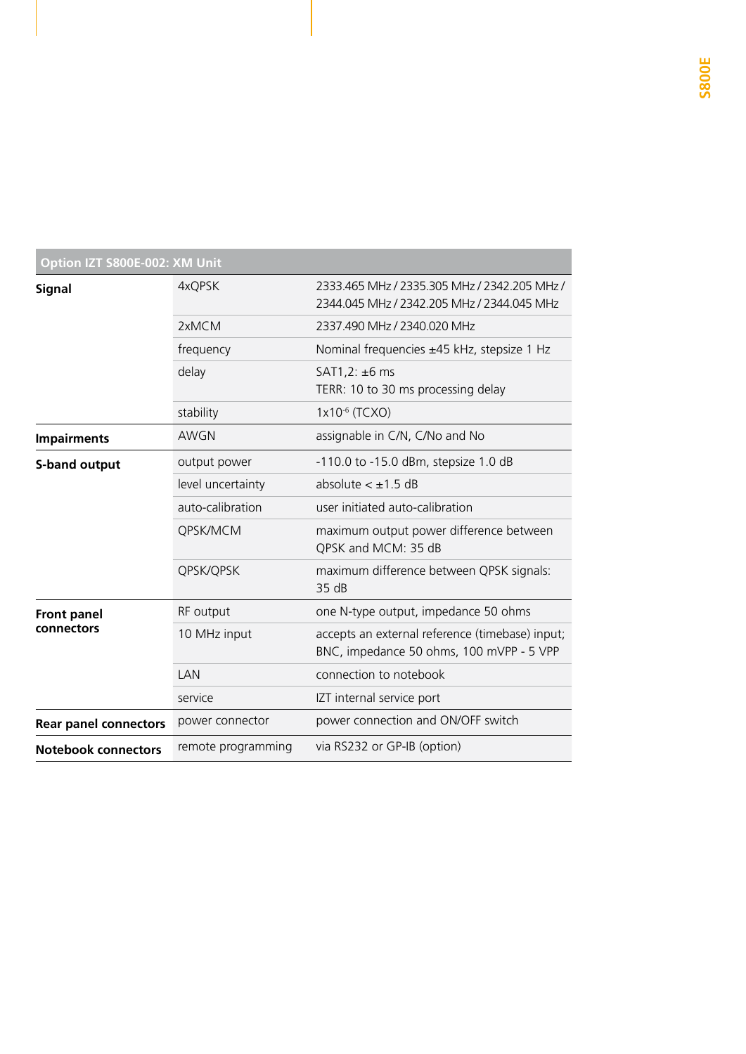| Option IZT S800E-002: XM Unit | | |
|---|---|---|
| **Signal** | 4xQPSK | 2333.465 MHz / 2335.305 MHz / 2342.205 MHz / 2344.045 MHz / 2342.205 MHz / 2344.045 MHz |
| | 2xMCM | 2337.490 MHz / 2340.020 MHz |
| | frequency | Nominal frequencies ±45 kHz, stepsize 1 Hz |
| | delay | SAT1,2: ±6 ms<br>TERR: 10 to 30 ms processing delay |
| | stability | $1x10^{-6}$ (TCXO) |
| **Impairments** | AWGN | assignable in C/N, C/No and No |
| **S-band output** | output power | -110.0 to -15.0 dBm, stepsize 1.0 dB |
| | level uncertainty | absolute < ±1.5 dB |
| | auto-calibration | user initiated auto-calibration |
| | QPSK/MCM | maximum output power difference between QPSK and MCM: 35 dB |
| | QPSK/QPSK | maximum difference between QPSK signals: 35 dB |
| **Front panel connectors** | RF output | one N-type output, impedance 50 ohms |
| | 10 MHz input | accepts an external reference (timebase) input; BNC, impedance 50 ohms, 100 mVPP - 5 VPP |
| | LAN | connection to notebook |
| | service | IZT internal service port |
| **Rear panel connectors** | power connector | power connection and ON/OFF switch |
| **Notebook connectors** | remote programming | via RS232 or GP-IB (option) |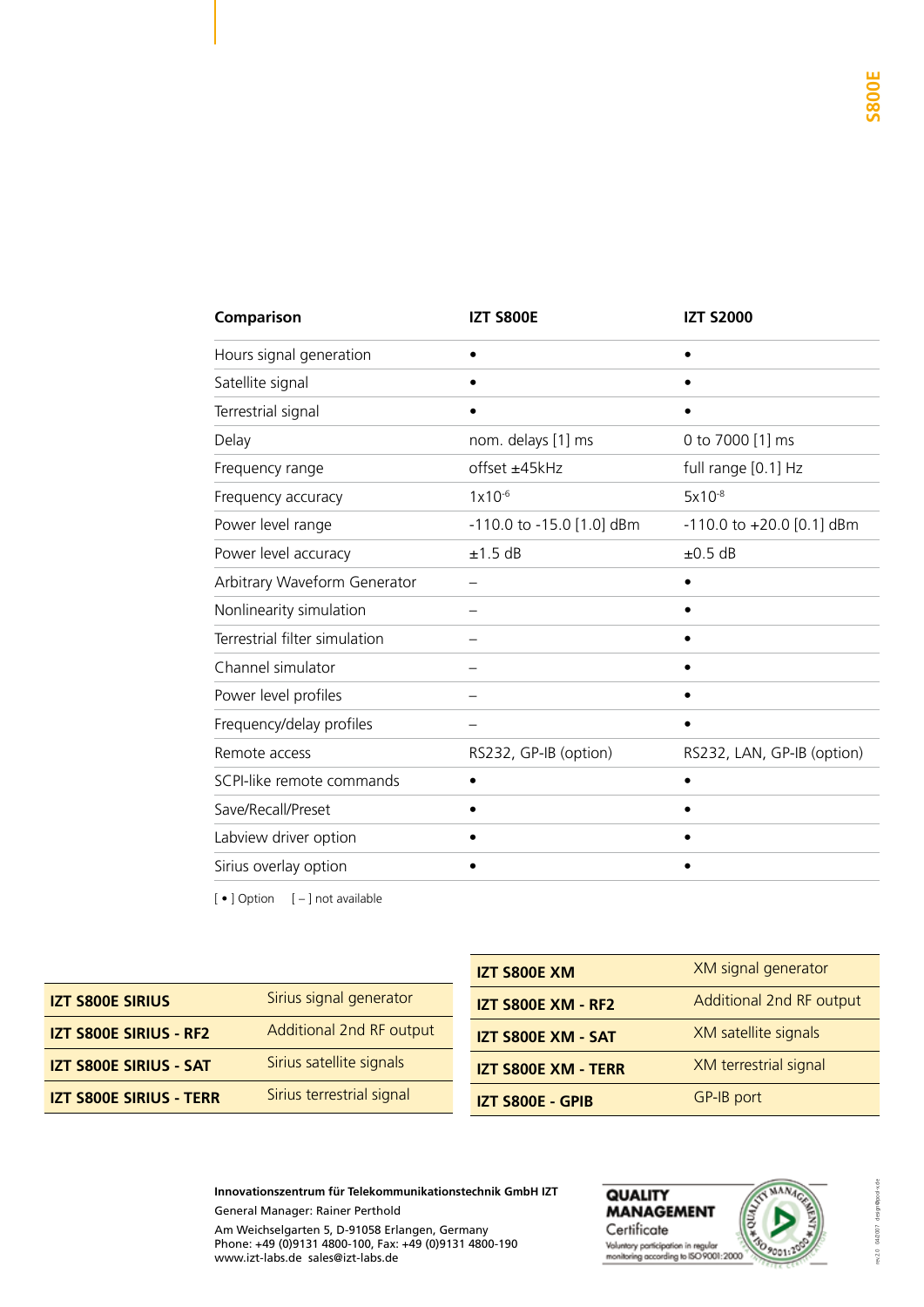| Comparison | IZT S800E | IZT S2000 |
|---|---|---|
| Hours signal generation | • | • |
| Satellite signal | • | • |
| Terrestrial signal | • | • |
| Delay | nom. delays [1] ms | 0 to 7000 [1] ms |
| Frequency range | offset ±45kHz | full range [0.1] Hz |
| Frequency accuracy | $1x10^{-6}$ | $5x10^{-8}$ |
| Power level range | -110.0 to -15.0 [1.0] dBm | -110.0 to +20.0 [0.1] dBm |
| Power level accuracy | ±1.5 dB | ±0.5 dB |
| Arbitrary Waveform Generator | – | • |
| Nonlinearity simulation | – | • |
| Terrestrial filter simulation | – | • |
| Channel simulator | – | • |
| Power level profiles | – | • |
| Frequency/delay profiles | – | • |
| Remote access | RS232, GP-IB (option) | RS232, LAN, GP-IB (option) |
| SCPI-like remote commands | • | • |
| Save/Recall/Preset | • | • |
| Labview driver option | • | • |
| Sirius overlay option | • | • |

[ • ] Option [ – ] not available

| | |
|---|---|
| **IZT S800E SIRIUS** | Sirius signal generator |
| **IZT S800E SIRIUS - RF2** | Additional 2nd RF output |
| **IZT S800E SIRIUS - SAT** | Sirius satellite signals |
| **IZT S800E SIRIUS - TERR** | Sirius terrestrial signal |

| | |
|---|---|
| **IZT S800E XM** | XM signal generator |
| **IZT S800E XM - RF2** | Additional 2nd RF output |
| **IZT S800E XM - SAT** | XM satellite signals |
| **IZT S800E XM - TERR** | XM terrestrial signal |
| **IZT S800E - GPIB** | GP-IB port |

**Innovationszentrum für Telekommunikationstechnik GmbH IZT**

General Manager: Rainer Perthold

Am Weichselgarten 5, D-91058 Erlangen, Germany
Phone: +49 (0)9131 4800-100, Fax: +49 (0)9131 4800-190
www.izt-labs.de sales@izt-labs.de

QUALITY MANAGEMENT Certificate
Voluntary participation in regular monitoring according to ISO 9001:2000